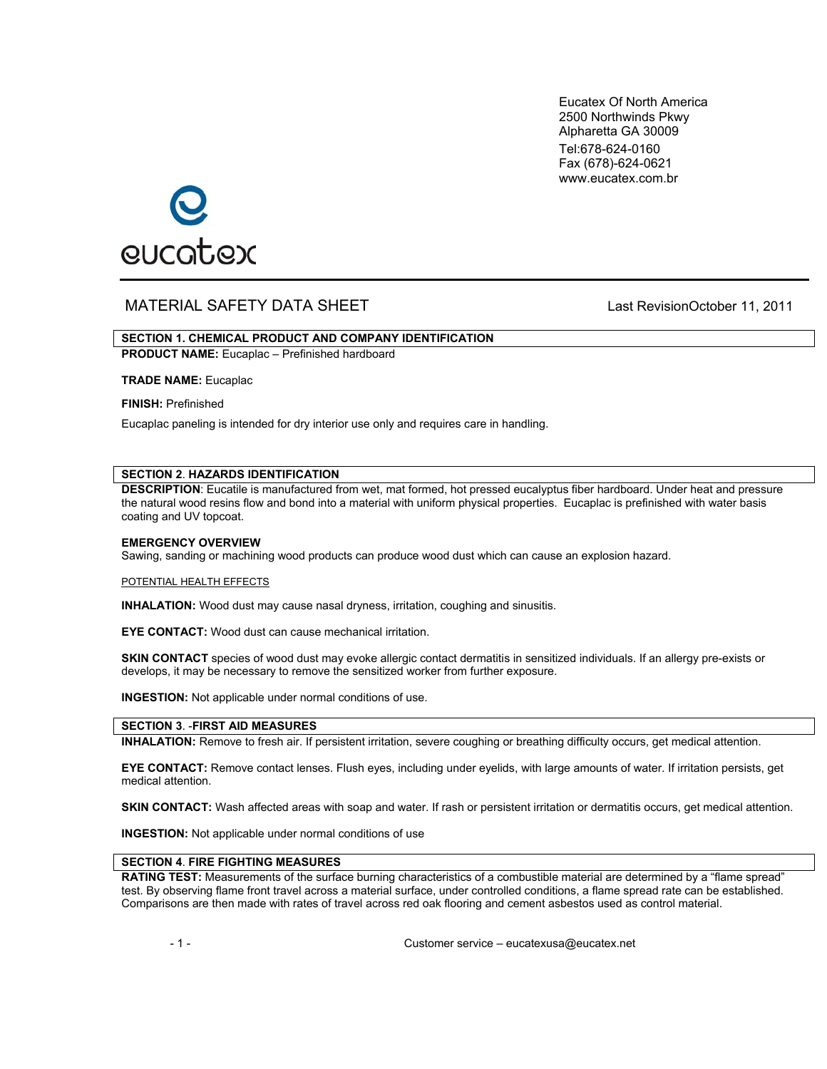Eucatex Of North America
2500 Northwinds Pkwy
Alpharetta GA 30009
Tel:678-624-0160
Fax (678)-624-0621
www.eucatex.com.br

eucatex

# MATERIAL SAFETY DATA SHEET

Last RevisionOctober 11, 2011

## SECTION 1. CHEMICAL PRODUCT AND COMPANY IDENTIFICATION

**PRODUCT NAME:** Eucaplac – Prefinished hardboard

**TRADE NAME:** Eucaplac

**FINISH:** Prefinished

Eucaplac paneling is intended for dry interior use only and requires care in handling.

## SECTION 2. HAZARDS IDENTIFICATION

**DESCRIPTION**: Eucatile is manufactured from wet, mat formed, hot pressed eucalyptus fiber hardboard. Under heat and pressure the natural wood resins flow and bond into a material with uniform physical properties. Eucaplac is prefinished with water basis coating and UV topcoat.

**EMERGENCY OVERVIEW**
Sawing, sanding or machining wood products can produce wood dust which can cause an explosion hazard.

POTENTIAL HEALTH EFFECTS

**INHALATION:** Wood dust may cause nasal dryness, irritation, coughing and sinusitis.

**EYE CONTACT:** Wood dust can cause mechanical irritation.

**SKIN CONTACT** species of wood dust may evoke allergic contact dermatitis in sensitized individuals. If an allergy pre-exists or develops, it may be necessary to remove the sensitized worker from further exposure.

**INGESTION:** Not applicable under normal conditions of use.

## SECTION 3. -FIRST AID MEASURES

**INHALATION:** Remove to fresh air. If persistent irritation, severe coughing or breathing difficulty occurs, get medical attention.

**EYE CONTACT:** Remove contact lenses. Flush eyes, including under eyelids, with large amounts of water. If irritation persists, get medical attention.

**SKIN CONTACT:** Wash affected areas with soap and water. If rash or persistent irritation or dermatitis occurs, get medical attention.

**INGESTION:** Not applicable under normal conditions of use

## SECTION 4. FIRE FIGHTING MEASURES

**RATING TEST:** Measurements of the surface burning characteristics of a combustible material are determined by a "flame spread" test. By observing flame front travel across a material surface, under controlled conditions, a flame spread rate can be established. Comparisons are then made with rates of travel across red oak flooring and cement asbestos used as control material.

Customer service – eucatexusa@eucatex.net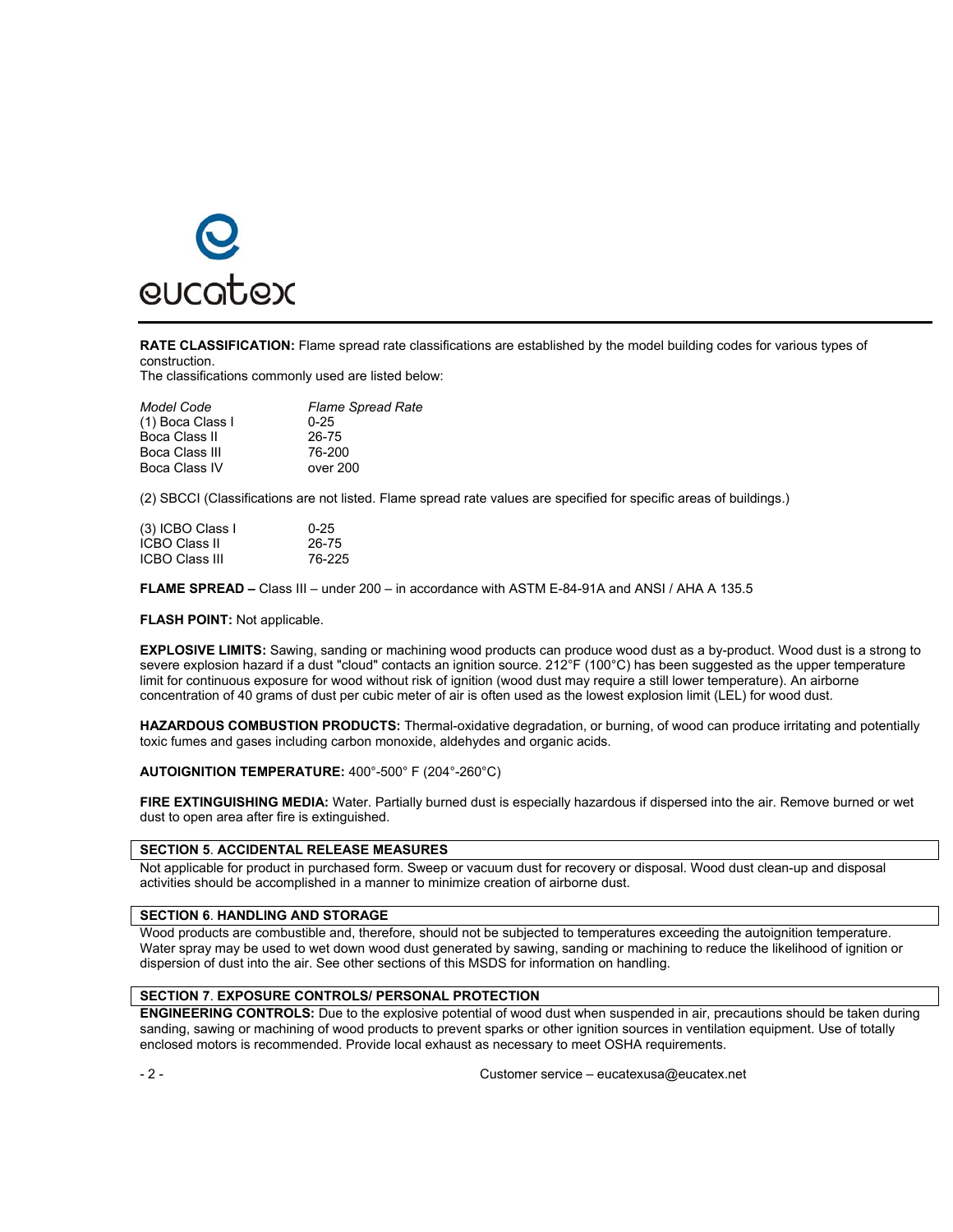**RATE CLASSIFICATION:** Flame spread rate classifications are established by the model building codes for various types of construction.
The classifications commonly used are listed below:

| *Model Code* | *Flame Spread Rate* |
|---|---|
| (1) Boca Class I | 0-25 |
| Boca Class II | 26-75 |
| Boca Class III | 76-200 |
| Boca Class IV | over 200 |

(2) SBCCI (Classifications are not listed. Flame spread rate values are specified for specific areas of buildings.)

| | |
|---|---|
| (3) ICBO Class I | 0-25 |
| ICBO Class II | 26-75 |
| ICBO Class III | 76-225 |

**FLAME SPREAD –** Class III – under 200 – in accordance with ASTM E-84-91A and ANSI / AHA A 135.5

**FLASH POINT:** Not applicable.

**EXPLOSIVE LIMITS:** Sawing, sanding or machining wood products can produce wood dust as a by-product. Wood dust is a strong to severe explosion hazard if a dust "cloud" contacts an ignition source. 212°F (100°C) has been suggested as the upper temperature limit for continuous exposure for wood without risk of ignition (wood dust may require a still lower temperature). An airborne concentration of 40 grams of dust per cubic meter of air is often used as the lowest explosion limit (LEL) for wood dust.

**HAZARDOUS COMBUSTION PRODUCTS:** Thermal-oxidative degradation, or burning, of wood can produce irritating and potentially toxic fumes and gases including carbon monoxide, aldehydes and organic acids.

**AUTOIGNITION TEMPERATURE:** 400°-500° F (204°-260°C)

**FIRE EXTINGUISHING MEDIA:** Water. Partially burned dust is especially hazardous if dispersed into the air. Remove burned or wet dust to open area after fire is extinguished.

## SECTION 5. ACCIDENTAL RELEASE MEASURES

Not applicable for product in purchased form. Sweep or vacuum dust for recovery or disposal. Wood dust clean-up and disposal activities should be accomplished in a manner to minimize creation of airborne dust.

## SECTION 6. HANDLING AND STORAGE

Wood products are combustible and, therefore, should not be subjected to temperatures exceeding the autoignition temperature. Water spray may be used to wet down wood dust generated by sawing, sanding or machining to reduce the likelihood of ignition or dispersion of dust into the air. See other sections of this MSDS for information on handling.

## SECTION 7. EXPOSURE CONTROLS/ PERSONAL PROTECTION

**ENGINEERING CONTROLS:** Due to the explosive potential of wood dust when suspended in air, precautions should be taken during sanding, sawing or machining of wood products to prevent sparks or other ignition sources in ventilation equipment. Use of totally enclosed motors is recommended. Provide local exhaust as necessary to meet OSHA requirements.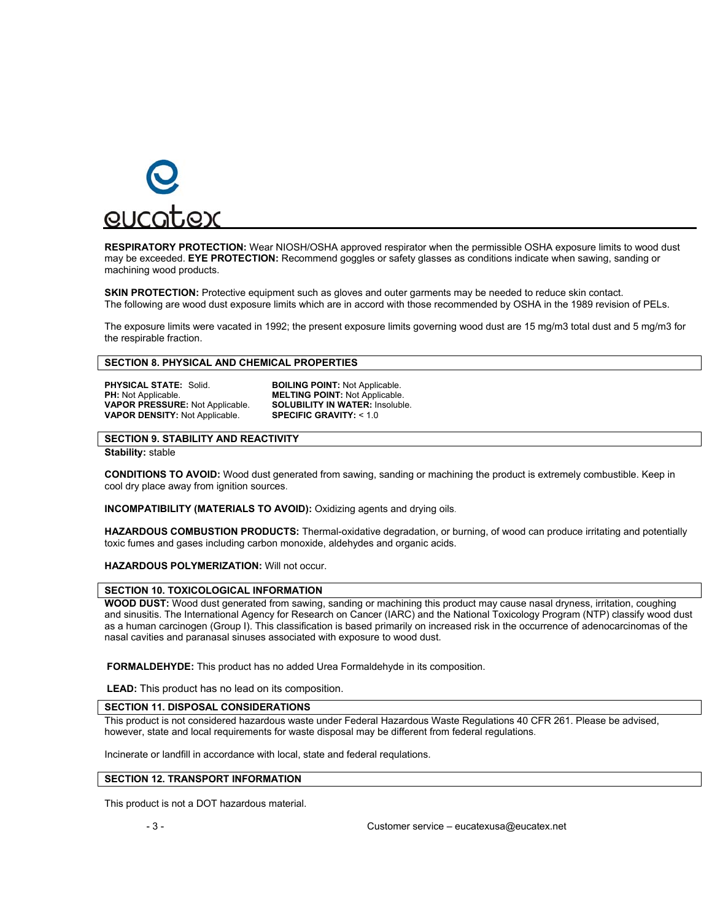**RESPIRATORY PROTECTION:** Wear NIOSH/OSHA approved respirator when the permissible OSHA exposure limits to wood dust may be exceeded. **EYE PROTECTION:** Recommend goggles or safety glasses as conditions indicate when sawing, sanding or machining wood products.

**SKIN PROTECTION:** Protective equipment such as gloves and outer garments may be needed to reduce skin contact. The following are wood dust exposure limits which are in accord with those recommended by OSHA in the 1989 revision of PELs.

The exposure limits were vacated in 1992; the present exposure limits governing wood dust are 15 mg/m3 total dust and 5 mg/m3 for the respirable fraction.

## SECTION 8. PHYSICAL AND CHEMICAL PROPERTIES

**PHYSICAL STATE:** Solid.
**PH:** Not Applicable.
**VAPOR PRESSURE:** Not Applicable.
**VAPOR DENSITY:** Not Applicable.
**BOILING POINT:** Not Applicable.
**MELTING POINT:** Not Applicable.
**SOLUBILITY IN WATER:** Insoluble.
**SPECIFIC GRAVITY:** < 1.0

## SECTION 9. STABILITY AND REACTIVITY

**Stability:** stable

**CONDITIONS TO AVOID:** Wood dust generated from sawing, sanding or machining the product is extremely combustible. Keep in cool dry place away from ignition sources.

**INCOMPATIBILITY (MATERIALS TO AVOID):** Oxidizing agents and drying oils.

**HAZARDOUS COMBUSTION PRODUCTS:** Thermal-oxidative degradation, or burning, of wood can produce irritating and potentially toxic fumes and gases including carbon monoxide, aldehydes and organic acids.

**HAZARDOUS POLYMERIZATION:** Will not occur.

## SECTION 10. TOXICOLOGICAL INFORMATION

**WOOD DUST:** Wood dust generated from sawing, sanding or machining this product may cause nasal dryness, irritation, coughing and sinusitis. The International Agency for Research on Cancer (IARC) and the National Toxicology Program (NTP) classify wood dust as a human carcinogen (Group I). This classification is based primarily on increased risk in the occurrence of adenocarcinomas of the nasal cavities and paranasal sinuses associated with exposure to wood dust.

**FORMALDEHYDE:** This product has no added Urea Formaldehyde in its composition.

**LEAD:** This product has no lead on its composition.

## SECTION 11. DISPOSAL CONSIDERATIONS

This product is not considered hazardous waste under Federal Hazardous Waste Regulations 40 CFR 261. Please be advised, however, state and local requirements for waste disposal may be different from federal regulations.

Incinerate or landfill in accordance with local, state and federal requlations.

## SECTION 12. TRANSPORT INFORMATION

This product is not a DOT hazardous material.

Customer service – eucatexusa@eucatex.net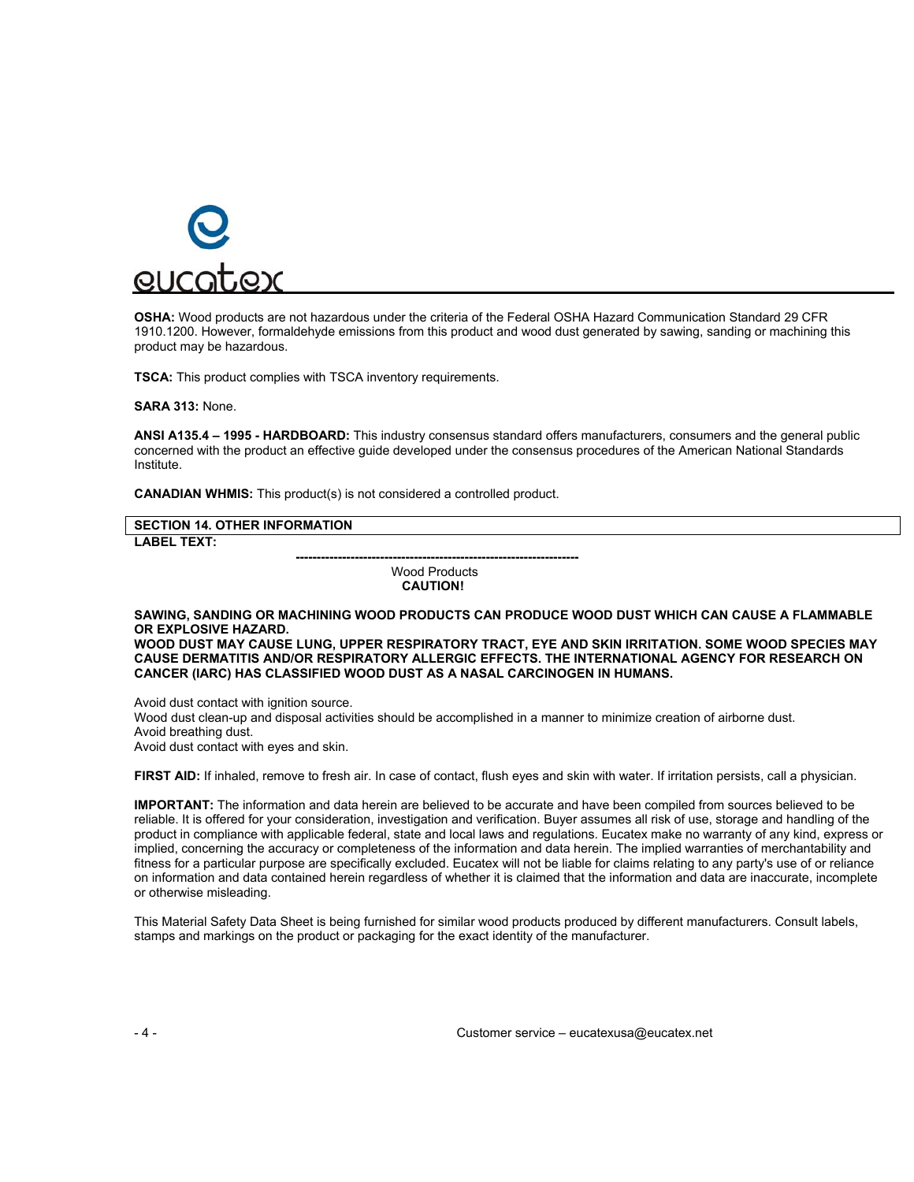**OSHA:** Wood products are not hazardous under the criteria of the Federal OSHA Hazard Communication Standard 29 CFR 1910.1200. However, formaldehyde emissions from this product and wood dust generated by sawing, sanding or machining this product may be hazardous.

**TSCA:** This product complies with TSCA inventory requirements.

**SARA 313:** None.

**ANSI A135.4 – 1995 - HARDBOARD:** This industry consensus standard offers manufacturers, consumers and the general public concerned with the product an effective guide developed under the consensus procedures of the American National Standards Institute.

**CANADIAN WHMIS:** This product(s) is not considered a controlled product.

## SECTION 14. OTHER INFORMATION

**LABEL TEXT:**

---

Wood Products
**CAUTION!**

**SAWING, SANDING OR MACHINING WOOD PRODUCTS CAN PRODUCE WOOD DUST WHICH CAN CAUSE A FLAMMABLE OR EXPLOSIVE HAZARD.**
**WOOD DUST MAY CAUSE LUNG, UPPER RESPIRATORY TRACT, EYE AND SKIN IRRITATION. SOME WOOD SPECIES MAY CAUSE DERMATITIS AND/OR RESPIRATORY ALLERGIC EFFECTS. THE INTERNATIONAL AGENCY FOR RESEARCH ON CANCER (IARC) HAS CLASSIFIED WOOD DUST AS A NASAL CARCINOGEN IN HUMANS.**

Avoid dust contact with ignition source.
Wood dust clean-up and disposal activities should be accomplished in a manner to minimize creation of airborne dust.
Avoid breathing dust.
Avoid dust contact with eyes and skin.

**FIRST AID:** If inhaled, remove to fresh air. In case of contact, flush eyes and skin with water. If irritation persists, call a physician.

**IMPORTANT:** The information and data herein are believed to be accurate and have been compiled from sources believed to be reliable. It is offered for your consideration, investigation and verification. Buyer assumes all risk of use, storage and handling of the product in compliance with applicable federal, state and local laws and regulations. Eucatex make no warranty of any kind, express or implied, concerning the accuracy or completeness of the information and data herein. The implied warranties of merchantability and fitness for a particular purpose are specifically excluded. Eucatex will not be liable for claims relating to any party's use of or reliance on information and data contained herein regardless of whether it is claimed that the information and data are inaccurate, incomplete or otherwise misleading.

This Material Safety Data Sheet is being furnished for similar wood products produced by different manufacturers. Consult labels, stamps and markings on the product or packaging for the exact identity of the manufacturer.